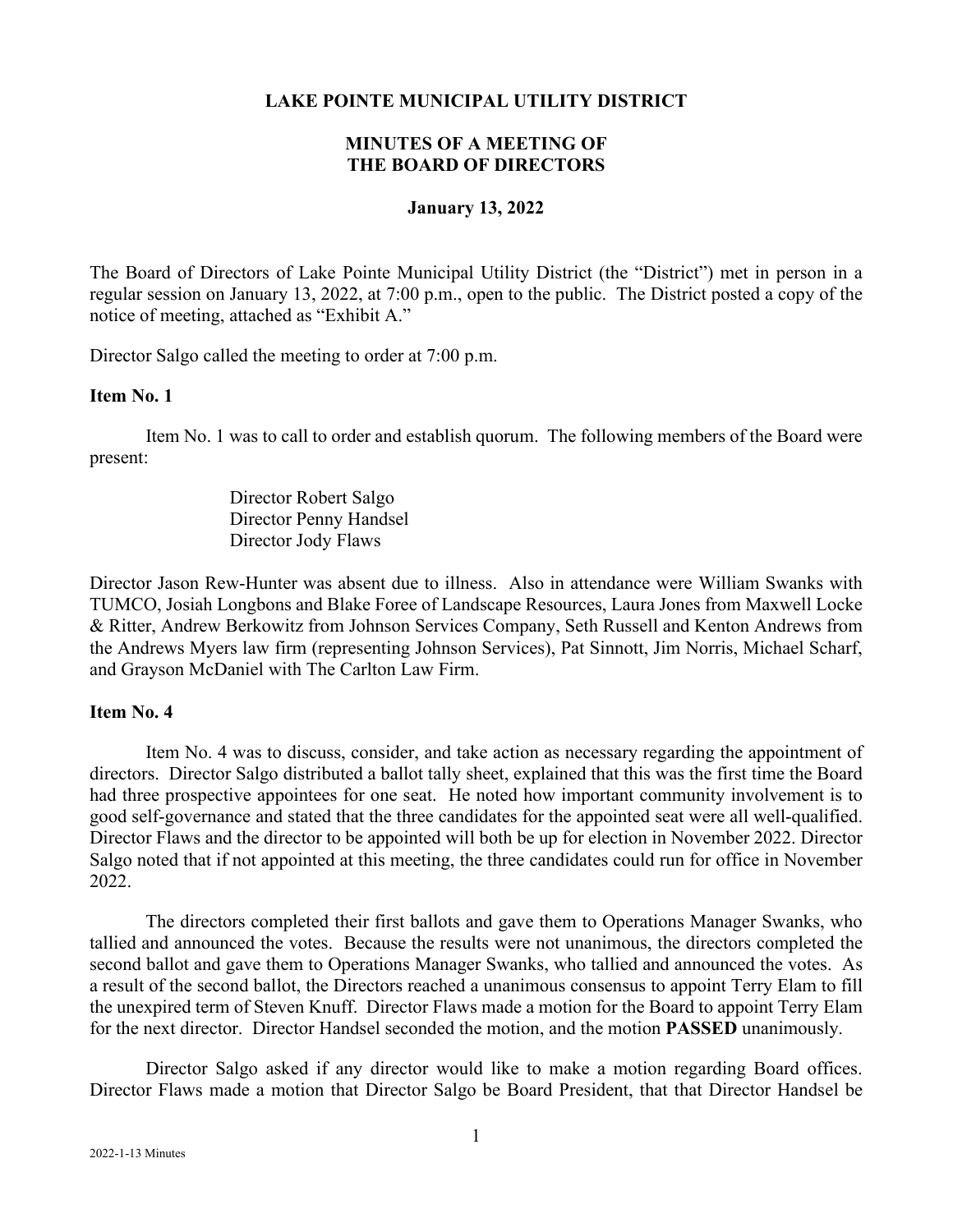**LAKE POINTE MUNICIPAL UTILITY DISTRICT**

**MINUTES OF A MEETING OF THE BOARD OF DIRECTORS**

**January 13, 2022**

The Board of Directors of Lake Pointe Municipal Utility District (the "District") met in person in a regular session on January 13, 2022, at 7:00 p.m., open to the public. The District posted a copy of the notice of meeting, attached as "Exhibit A."

Director Salgo called the meeting to order at 7:00 p.m.

**Item No. 1**

Item No. 1 was to call to order and establish quorum. The following members of the Board were present:

Director Robert Salgo
Director Penny Handsel
Director Jody Flaws

Director Jason Rew-Hunter was absent due to illness. Also in attendance were William Swanks with TUMCO, Josiah Longbons and Blake Foree of Landscape Resources, Laura Jones from Maxwell Locke & Ritter, Andrew Berkowitz from Johnson Services Company, Seth Russell and Kenton Andrews from the Andrews Myers law firm (representing Johnson Services), Pat Sinnott, Jim Norris, Michael Scharf, and Grayson McDaniel with The Carlton Law Firm.

**Item No. 4**

Item No. 4 was to discuss, consider, and take action as necessary regarding the appointment of directors. Director Salgo distributed a ballot tally sheet, explained that this was the first time the Board had three prospective appointees for one seat. He noted how important community involvement is to good self-governance and stated that the three candidates for the appointed seat were all well-qualified. Director Flaws and the director to be appointed will both be up for election in November 2022. Director Salgo noted that if not appointed at this meeting, the three candidates could run for office in November 2022.

The directors completed their first ballots and gave them to Operations Manager Swanks, who tallied and announced the votes. Because the results were not unanimous, the directors completed the second ballot and gave them to Operations Manager Swanks, who tallied and announced the votes. As a result of the second ballot, the Directors reached a unanimous consensus to appoint Terry Elam to fill the unexpired term of Steven Knuff. Director Flaws made a motion for the Board to appoint Terry Elam for the next director. Director Handsel seconded the motion, and the motion **PASSED** unanimously.

Director Salgo asked if any director would like to make a motion regarding Board offices. Director Flaws made a motion that Director Salgo be Board President, that that Director Handsel be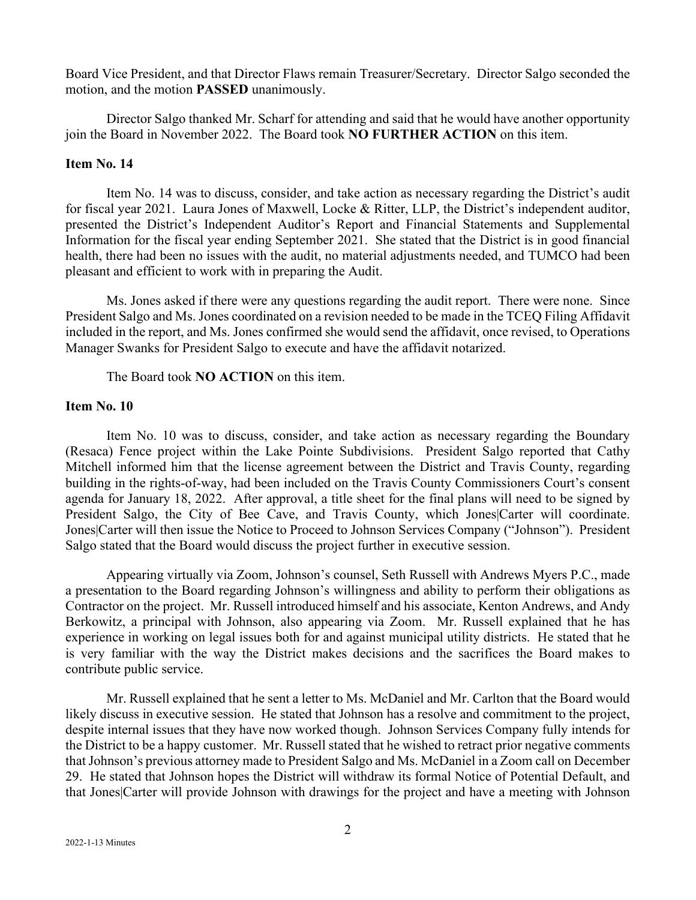Board Vice President, and that Director Flaws remain Treasurer/Secretary. Director Salgo seconded the motion, and the motion **PASSED** unanimously.

Director Salgo thanked Mr. Scharf for attending and said that he would have another opportunity join the Board in November 2022. The Board took **NO FURTHER ACTION** on this item.

**Item No. 14**

Item No. 14 was to discuss, consider, and take action as necessary regarding the District's audit for fiscal year 2021. Laura Jones of Maxwell, Locke & Ritter, LLP, the District's independent auditor, presented the District's Independent Auditor's Report and Financial Statements and Supplemental Information for the fiscal year ending September 2021. She stated that the District is in good financial health, there had been no issues with the audit, no material adjustments needed, and TUMCO had been pleasant and efficient to work with in preparing the Audit.

Ms. Jones asked if there were any questions regarding the audit report. There were none. Since President Salgo and Ms. Jones coordinated on a revision needed to be made in the TCEQ Filing Affidavit included in the report, and Ms. Jones confirmed she would send the affidavit, once revised, to Operations Manager Swanks for President Salgo to execute and have the affidavit notarized.

The Board took **NO ACTION** on this item.

**Item No. 10**

Item No. 10 was to discuss, consider, and take action as necessary regarding the Boundary (Resaca) Fence project within the Lake Pointe Subdivisions. President Salgo reported that Cathy Mitchell informed him that the license agreement between the District and Travis County, regarding building in the rights-of-way, had been included on the Travis County Commissioners Court's consent agenda for January 18, 2022. After approval, a title sheet for the final plans will need to be signed by President Salgo, the City of Bee Cave, and Travis County, which Jones|Carter will coordinate. Jones|Carter will then issue the Notice to Proceed to Johnson Services Company ("Johnson"). President Salgo stated that the Board would discuss the project further in executive session.

Appearing virtually via Zoom, Johnson's counsel, Seth Russell with Andrews Myers P.C., made a presentation to the Board regarding Johnson's willingness and ability to perform their obligations as Contractor on the project. Mr. Russell introduced himself and his associate, Kenton Andrews, and Andy Berkowitz, a principal with Johnson, also appearing via Zoom. Mr. Russell explained that he has experience in working on legal issues both for and against municipal utility districts. He stated that he is very familiar with the way the District makes decisions and the sacrifices the Board makes to contribute public service.

Mr. Russell explained that he sent a letter to Ms. McDaniel and Mr. Carlton that the Board would likely discuss in executive session. He stated that Johnson has a resolve and commitment to the project, despite internal issues that they have now worked though. Johnson Services Company fully intends for the District to be a happy customer. Mr. Russell stated that he wished to retract prior negative comments that Johnson's previous attorney made to President Salgo and Ms. McDaniel in a Zoom call on December 29. He stated that Johnson hopes the District will withdraw its formal Notice of Potential Default, and that Jones|Carter will provide Johnson with drawings for the project and have a meeting with Johnson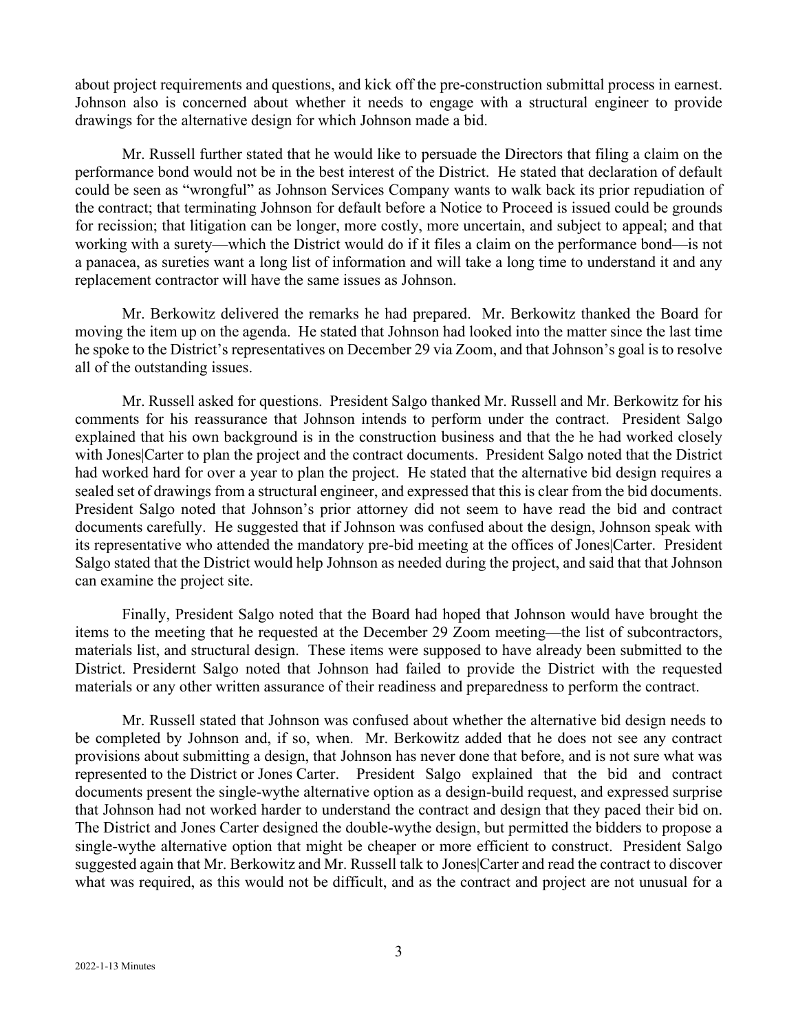about project requirements and questions, and kick off the pre-construction submittal process in earnest. Johnson also is concerned about whether it needs to engage with a structural engineer to provide drawings for the alternative design for which Johnson made a bid.

Mr. Russell further stated that he would like to persuade the Directors that filing a claim on the performance bond would not be in the best interest of the District. He stated that declaration of default could be seen as "wrongful" as Johnson Services Company wants to walk back its prior repudiation of the contract; that terminating Johnson for default before a Notice to Proceed is issued could be grounds for recission; that litigation can be longer, more costly, more uncertain, and subject to appeal; and that working with a surety—which the District would do if it files a claim on the performance bond—is not a panacea, as sureties want a long list of information and will take a long time to understand it and any replacement contractor will have the same issues as Johnson.

Mr. Berkowitz delivered the remarks he had prepared. Mr. Berkowitz thanked the Board for moving the item up on the agenda. He stated that Johnson had looked into the matter since the last time he spoke to the District's representatives on December 29 via Zoom, and that Johnson's goal is to resolve all of the outstanding issues.

Mr. Russell asked for questions. President Salgo thanked Mr. Russell and Mr. Berkowitz for his comments for his reassurance that Johnson intends to perform under the contract. President Salgo explained that his own background is in the construction business and that the he had worked closely with Jones|Carter to plan the project and the contract documents. President Salgo noted that the District had worked hard for over a year to plan the project. He stated that the alternative bid design requires a sealed set of drawings from a structural engineer, and expressed that this is clear from the bid documents. President Salgo noted that Johnson's prior attorney did not seem to have read the bid and contract documents carefully. He suggested that if Johnson was confused about the design, Johnson speak with its representative who attended the mandatory pre-bid meeting at the offices of Jones|Carter. President Salgo stated that the District would help Johnson as needed during the project, and said that that Johnson can examine the project site.

Finally, President Salgo noted that the Board had hoped that Johnson would have brought the items to the meeting that he requested at the December 29 Zoom meeting—the list of subcontractors, materials list, and structural design. These items were supposed to have already been submitted to the District. Presidernt Salgo noted that Johnson had failed to provide the District with the requested materials or any other written assurance of their readiness and preparedness to perform the contract.

Mr. Russell stated that Johnson was confused about whether the alternative bid design needs to be completed by Johnson and, if so, when. Mr. Berkowitz added that he does not see any contract provisions about submitting a design, that Johnson has never done that before, and is not sure what was represented to the District or Jones Carter. President Salgo explained that the bid and contract documents present the single-wythe alternative option as a design-build request, and expressed surprise that Johnson had not worked harder to understand the contract and design that they paced their bid on. The District and Jones Carter designed the double-wythe design, but permitted the bidders to propose a single-wythe alternative option that might be cheaper or more efficient to construct. President Salgo suggested again that Mr. Berkowitz and Mr. Russell talk to Jones|Carter and read the contract to discover what was required, as this would not be difficult, and as the contract and project are not unusual for a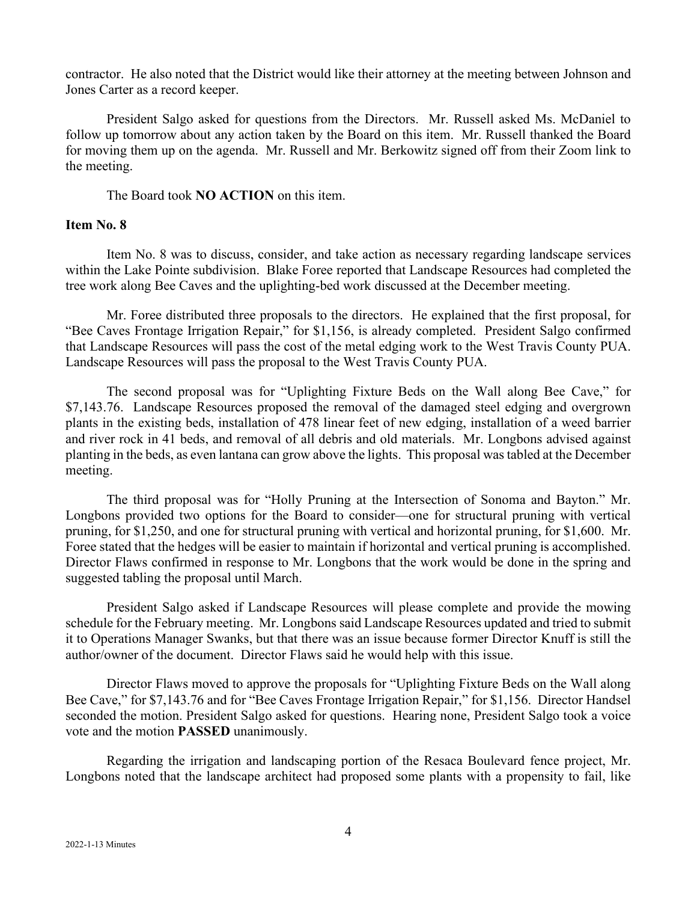contractor. He also noted that the District would like their attorney at the meeting between Johnson and Jones Carter as a record keeper.

President Salgo asked for questions from the Directors. Mr. Russell asked Ms. McDaniel to follow up tomorrow about any action taken by the Board on this item. Mr. Russell thanked the Board for moving them up on the agenda. Mr. Russell and Mr. Berkowitz signed off from their Zoom link to the meeting.

The Board took **NO ACTION** on this item.

**Item No. 8**

Item No. 8 was to discuss, consider, and take action as necessary regarding landscape services within the Lake Pointe subdivision. Blake Foree reported that Landscape Resources had completed the tree work along Bee Caves and the uplighting-bed work discussed at the December meeting.

Mr. Foree distributed three proposals to the directors. He explained that the first proposal, for "Bee Caves Frontage Irrigation Repair," for $1,156, is already completed. President Salgo confirmed that Landscape Resources will pass the cost of the metal edging work to the West Travis County PUA. Landscape Resources will pass the proposal to the West Travis County PUA.

The second proposal was for "Uplighting Fixture Beds on the Wall along Bee Cave," for $7,143.76. Landscape Resources proposed the removal of the damaged steel edging and overgrown plants in the existing beds, installation of 478 linear feet of new edging, installation of a weed barrier and river rock in 41 beds, and removal of all debris and old materials. Mr. Longbons advised against planting in the beds, as even lantana can grow above the lights. This proposal was tabled at the December meeting.

The third proposal was for "Holly Pruning at the Intersection of Sonoma and Bayton." Mr. Longbons provided two options for the Board to consider—one for structural pruning with vertical pruning, for $1,250, and one for structural pruning with vertical and horizontal pruning, for $1,600. Mr. Foree stated that the hedges will be easier to maintain if horizontal and vertical pruning is accomplished. Director Flaws confirmed in response to Mr. Longbons that the work would be done in the spring and suggested tabling the proposal until March.

President Salgo asked if Landscape Resources will please complete and provide the mowing schedule for the February meeting. Mr. Longbons said Landscape Resources updated and tried to submit it to Operations Manager Swanks, but that there was an issue because former Director Knuff is still the author/owner of the document. Director Flaws said he would help with this issue.

Director Flaws moved to approve the proposals for "Uplighting Fixture Beds on the Wall along Bee Cave," for $7,143.76 and for "Bee Caves Frontage Irrigation Repair," for $1,156. Director Handsel seconded the motion. President Salgo asked for questions. Hearing none, President Salgo took a voice vote and the motion **PASSED** unanimously.

Regarding the irrigation and landscaping portion of the Resaca Boulevard fence project, Mr. Longbons noted that the landscape architect had proposed some plants with a propensity to fail, like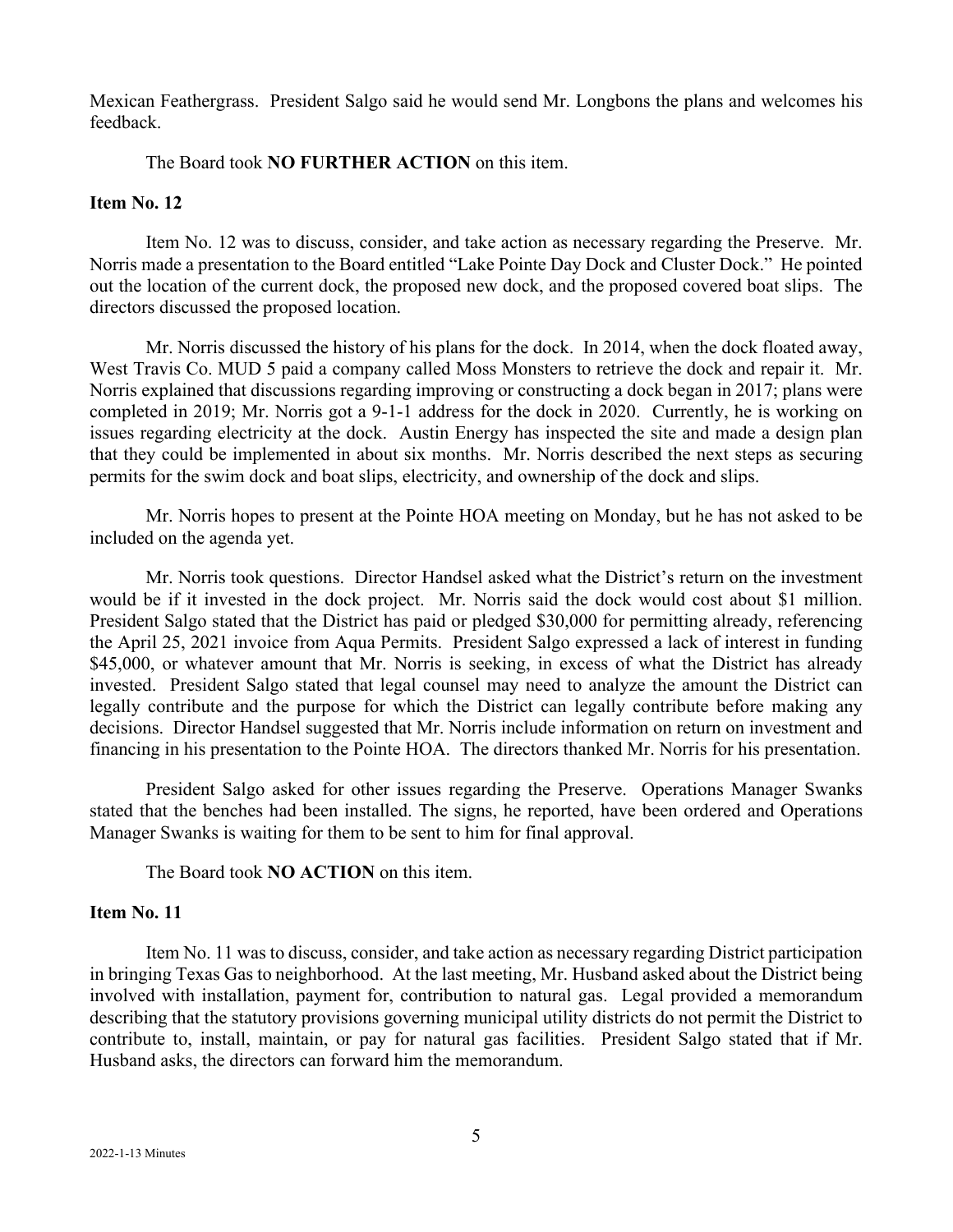Mexican Feathergrass. President Salgo said he would send Mr. Longbons the plans and welcomes his feedback.

The Board took **NO FURTHER ACTION** on this item.

**Item No. 12**

Item No. 12 was to discuss, consider, and take action as necessary regarding the Preserve. Mr. Norris made a presentation to the Board entitled "Lake Pointe Day Dock and Cluster Dock." He pointed out the location of the current dock, the proposed new dock, and the proposed covered boat slips. The directors discussed the proposed location.

Mr. Norris discussed the history of his plans for the dock. In 2014, when the dock floated away, West Travis Co. MUD 5 paid a company called Moss Monsters to retrieve the dock and repair it. Mr. Norris explained that discussions regarding improving or constructing a dock began in 2017; plans were completed in 2019; Mr. Norris got a 9-1-1 address for the dock in 2020. Currently, he is working on issues regarding electricity at the dock. Austin Energy has inspected the site and made a design plan that they could be implemented in about six months. Mr. Norris described the next steps as securing permits for the swim dock and boat slips, electricity, and ownership of the dock and slips.

Mr. Norris hopes to present at the Pointe HOA meeting on Monday, but he has not asked to be included on the agenda yet.

Mr. Norris took questions. Director Handsel asked what the District's return on the investment would be if it invested in the dock project. Mr. Norris said the dock would cost about $1 million. President Salgo stated that the District has paid or pledged $30,000 for permitting already, referencing the April 25, 2021 invoice from Aqua Permits. President Salgo expressed a lack of interest in funding $45,000, or whatever amount that Mr. Norris is seeking, in excess of what the District has already invested. President Salgo stated that legal counsel may need to analyze the amount the District can legally contribute and the purpose for which the District can legally contribute before making any decisions. Director Handsel suggested that Mr. Norris include information on return on investment and financing in his presentation to the Pointe HOA. The directors thanked Mr. Norris for his presentation.

President Salgo asked for other issues regarding the Preserve. Operations Manager Swanks stated that the benches had been installed. The signs, he reported, have been ordered and Operations Manager Swanks is waiting for them to be sent to him for final approval.

The Board took **NO ACTION** on this item.

**Item No. 11**

Item No. 11 was to discuss, consider, and take action as necessary regarding District participation in bringing Texas Gas to neighborhood. At the last meeting, Mr. Husband asked about the District being involved with installation, payment for, contribution to natural gas. Legal provided a memorandum describing that the statutory provisions governing municipal utility districts do not permit the District to contribute to, install, maintain, or pay for natural gas facilities. President Salgo stated that if Mr. Husband asks, the directors can forward him the memorandum.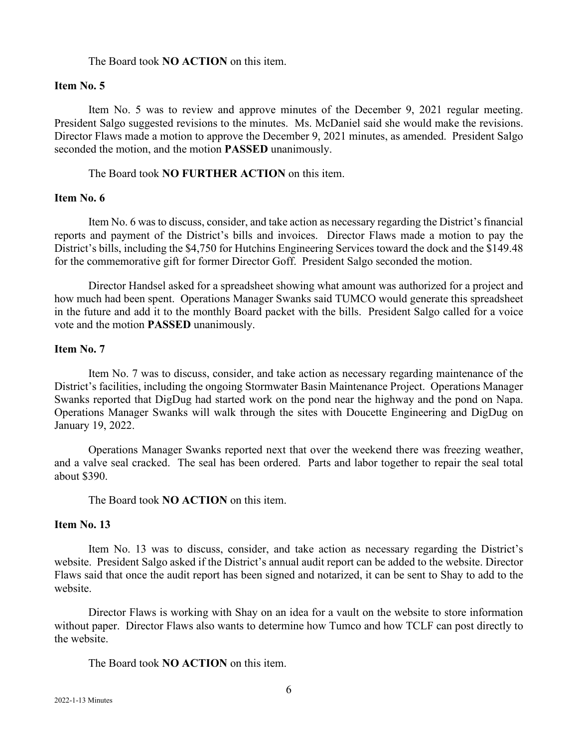The Board took **NO ACTION** on this item.

**Item No. 5**

Item No. 5 was to review and approve minutes of the December 9, 2021 regular meeting. President Salgo suggested revisions to the minutes. Ms. McDaniel said she would make the revisions. Director Flaws made a motion to approve the December 9, 2021 minutes, as amended. President Salgo seconded the motion, and the motion **PASSED** unanimously.

The Board took **NO FURTHER ACTION** on this item.

**Item No. 6**

Item No. 6 was to discuss, consider, and take action as necessary regarding the District's financial reports and payment of the District's bills and invoices. Director Flaws made a motion to pay the District's bills, including the $4,750 for Hutchins Engineering Services toward the dock and the $149.48 for the commemorative gift for former Director Goff. President Salgo seconded the motion.

Director Handsel asked for a spreadsheet showing what amount was authorized for a project and how much had been spent. Operations Manager Swanks said TUMCO would generate this spreadsheet in the future and add it to the monthly Board packet with the bills. President Salgo called for a voice vote and the motion **PASSED** unanimously.

**Item No. 7**

Item No. 7 was to discuss, consider, and take action as necessary regarding maintenance of the District's facilities, including the ongoing Stormwater Basin Maintenance Project. Operations Manager Swanks reported that DigDug had started work on the pond near the highway and the pond on Napa. Operations Manager Swanks will walk through the sites with Doucette Engineering and DigDug on January 19, 2022.

Operations Manager Swanks reported next that over the weekend there was freezing weather, and a valve seal cracked. The seal has been ordered. Parts and labor together to repair the seal total about $390.

The Board took **NO ACTION** on this item.

**Item No. 13**

Item No. 13 was to discuss, consider, and take action as necessary regarding the District's website. President Salgo asked if the District's annual audit report can be added to the website. Director Flaws said that once the audit report has been signed and notarized, it can be sent to Shay to add to the website.

Director Flaws is working with Shay on an idea for a vault on the website to store information without paper. Director Flaws also wants to determine how Tumco and how TCLF can post directly to the website.

The Board took **NO ACTION** on this item.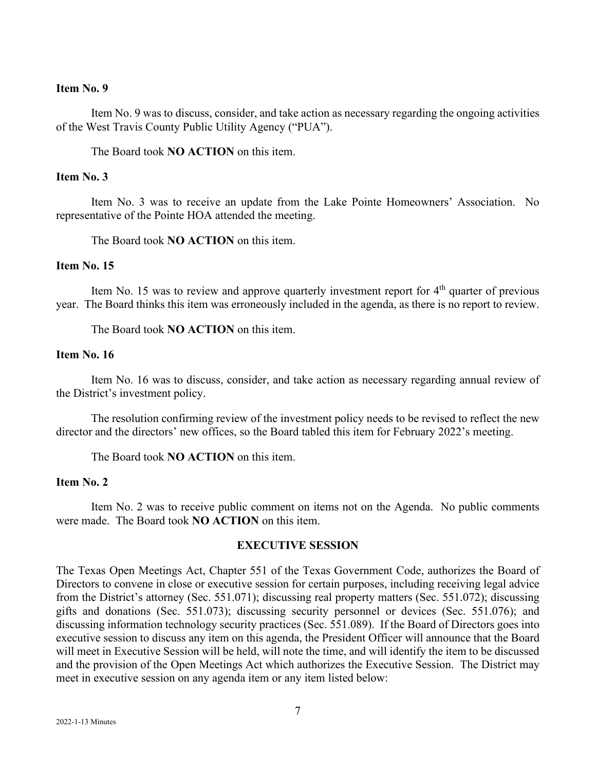**Item No. 9**

Item No. 9 was to discuss, consider, and take action as necessary regarding the ongoing activities of the West Travis County Public Utility Agency ("PUA").

The Board took **NO ACTION** on this item.

**Item No. 3**

Item No. 3 was to receive an update from the Lake Pointe Homeowners' Association. No representative of the Pointe HOA attended the meeting.

The Board took **NO ACTION** on this item.

**Item No. 15**

Item No. 15 was to review and approve quarterly investment report for 4th quarter of previous year. The Board thinks this item was erroneously included in the agenda, as there is no report to review.

The Board took **NO ACTION** on this item.

**Item No. 16**

Item No. 16 was to discuss, consider, and take action as necessary regarding annual review of the District's investment policy.

The resolution confirming review of the investment policy needs to be revised to reflect the new director and the directors' new offices, so the Board tabled this item for February 2022's meeting.

The Board took **NO ACTION** on this item.

**Item No. 2**

Item No. 2 was to receive public comment on items not on the Agenda. No public comments were made. The Board took **NO ACTION** on this item.

**EXECUTIVE SESSION**

The Texas Open Meetings Act, Chapter 551 of the Texas Government Code, authorizes the Board of Directors to convene in close or executive session for certain purposes, including receiving legal advice from the District's attorney (Sec. 551.071); discussing real property matters (Sec. 551.072); discussing gifts and donations (Sec. 551.073); discussing security personnel or devices (Sec. 551.076); and discussing information technology security practices (Sec. 551.089). If the Board of Directors goes into executive session to discuss any item on this agenda, the President Officer will announce that the Board will meet in Executive Session will be held, will note the time, and will identify the item to be discussed and the provision of the Open Meetings Act which authorizes the Executive Session. The District may meet in executive session on any agenda item or any item listed below: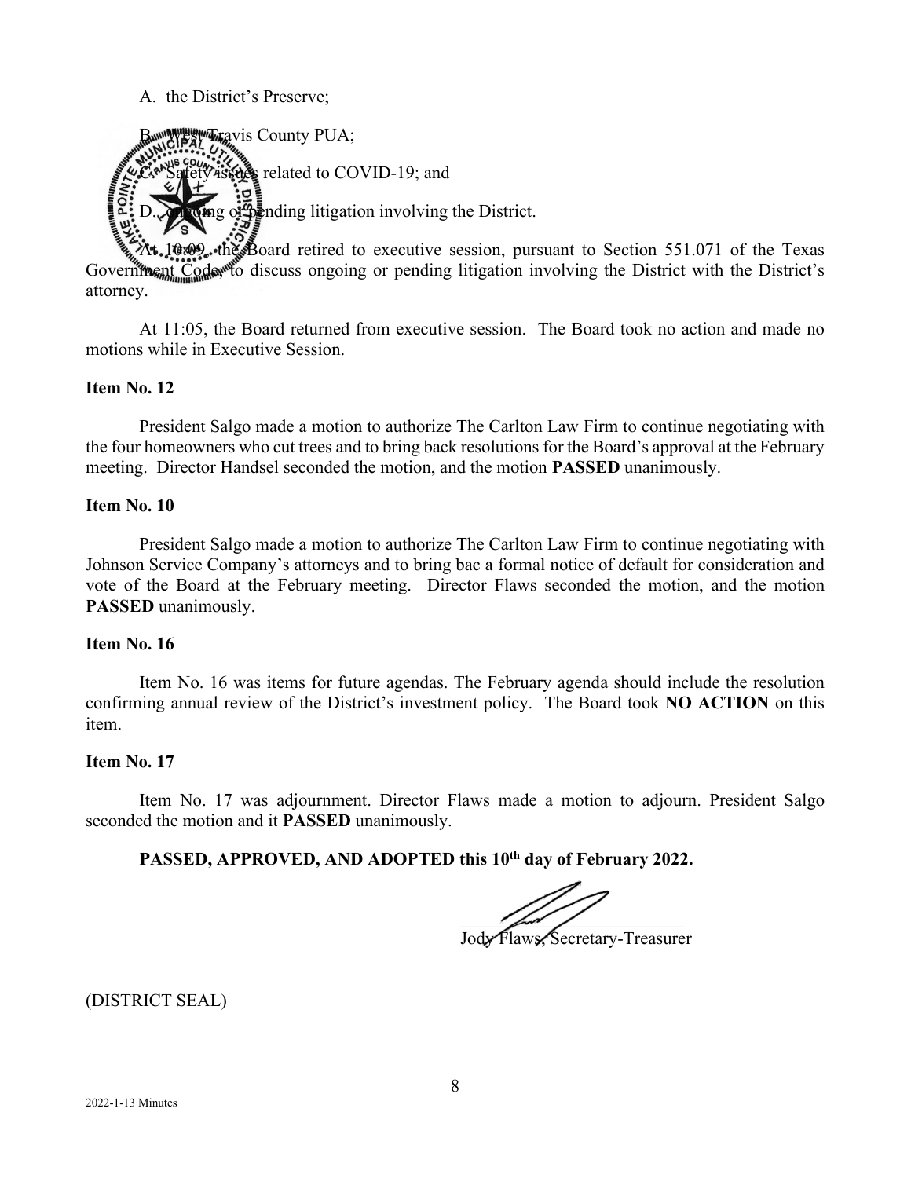A. the District's Preserve;

B. West Travis County PUA;

C. Safety issues related to COVID-19; and

D. ongoing or pending litigation involving the District.

At 10:09, the Board retired to executive session, pursuant to Section 551.071 of the Texas Government Code, to discuss ongoing or pending litigation involving the District with the District's attorney.

At 11:05, the Board returned from executive session. The Board took no action and made no motions while in Executive Session.

**Item No. 12**

President Salgo made a motion to authorize The Carlton Law Firm to continue negotiating with the four homeowners who cut trees and to bring back resolutions for the Board's approval at the February meeting. Director Handsel seconded the motion, and the motion **PASSED** unanimously.

**Item No. 10**

President Salgo made a motion to authorize The Carlton Law Firm to continue negotiating with Johnson Service Company's attorneys and to bring bac a formal notice of default for consideration and vote of the Board at the February meeting. Director Flaws seconded the motion, and the motion **PASSED** unanimously.

**Item No. 16**

Item No. 16 was items for future agendas. The February agenda should include the resolution confirming annual review of the District's investment policy. The Board took **NO ACTION** on this item.

**Item No. 17**

Item No. 17 was adjournment. Director Flaws made a motion to adjourn. President Salgo seconded the motion and it **PASSED** unanimously.

**PASSED, APPROVED, AND ADOPTED this 10th day of February 2022.**

\_\_\_\_\_\_\_\_\_\_\_\_\_\_\_\_\_\_\_\_\_\_\_\_\_\_\_\_
Jody Flaws, Secretary-Treasurer

(DISTRICT SEAL)